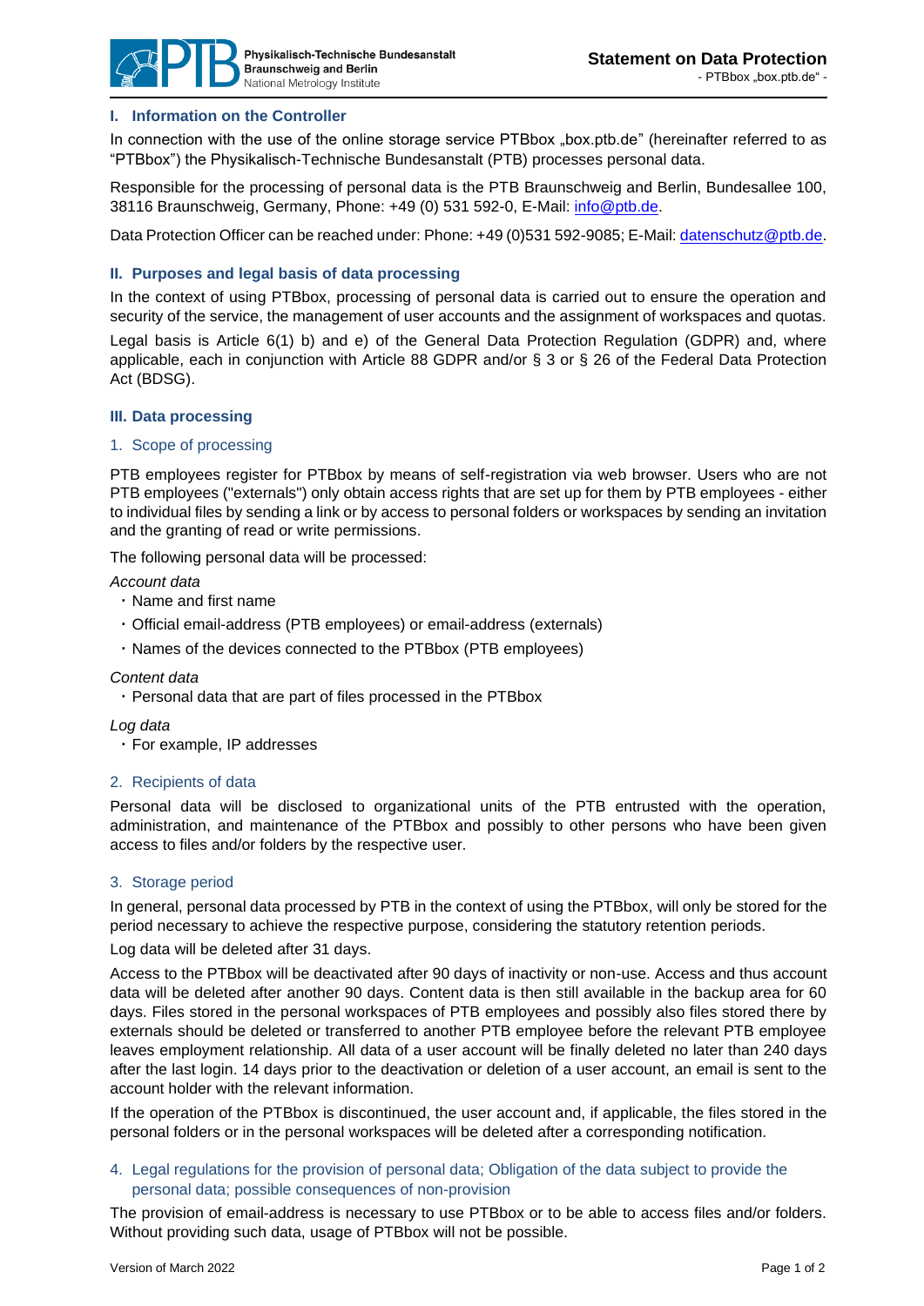# Statement on Data Protection

- PTBbox „box.ptb.de" -

## I. Information on the Controller

In connection with the use of the online storage service PTBbox „box.ptb.de" (hereinafter referred to as "PTBbox") the Physikalisch-Technische Bundesanstalt (PTB) processes personal data.

Responsible for the processing of personal data is the PTB Braunschweig and Berlin, Bundesallee 100, 38116 Braunschweig, Germany, Phone: +49 (0) 531 592-0, E-Mail: info@ptb.de.

Data Protection Officer can be reached under: Phone: +49 (0)531 592-9085; E-Mail: datenschutz@ptb.de.

## II. Purposes and legal basis of data processing

In the context of using PTBbox, processing of personal data is carried out to ensure the operation and security of the service, the management of user accounts and the assignment of workspaces and quotas.

Legal basis is Article 6(1) b) and e) of the General Data Protection Regulation (GDPR) and, where applicable, each in conjunction with Article 88 GDPR and/or § 3 or § 26 of the Federal Data Protection Act (BDSG).

## III. Data processing

### 1. Scope of processing

PTB employees register for PTBbox by means of self-registration via web browser. Users who are not PTB employees ("externals") only obtain access rights that are set up for them by PTB employees - either to individual files by sending a link or by access to personal folders or workspaces by sending an invitation and the granting of read or write permissions.

The following personal data will be processed:

*Account data*

- Name and first name
- Official email-address (PTB employees) or email-address (externals)
- Names of the devices connected to the PTBbox (PTB employees)

*Content data*

- Personal data that are part of files processed in the PTBbox

*Log data*

- For example, IP addresses

### 2. Recipients of data

Personal data will be disclosed to organizational units of the PTB entrusted with the operation, administration, and maintenance of the PTBbox and possibly to other persons who have been given access to files and/or folders by the respective user.

### 3. Storage period

In general, personal data processed by PTB in the context of using the PTBbox, will only be stored for the period necessary to achieve the respective purpose, considering the statutory retention periods.

Log data will be deleted after 31 days.

Access to the PTBbox will be deactivated after 90 days of inactivity or non-use. Access and thus account data will be deleted after another 90 days. Content data is then still available in the backup area for 60 days. Files stored in the personal workspaces of PTB employees and possibly also files stored there by externals should be deleted or transferred to another PTB employee before the relevant PTB employee leaves employment relationship. All data of a user account will be finally deleted no later than 240 days after the last login. 14 days prior to the deactivation or deletion of a user account, an email is sent to the account holder with the relevant information.

If the operation of the PTBbox is discontinued, the user account and, if applicable, the files stored in the personal folders or in the personal workspaces will be deleted after a corresponding notification.

### 4. Legal regulations for the provision of personal data; Obligation of the data subject to provide the personal data; possible consequences of non-provision

The provision of email-address is necessary to use PTBbox or to be able to access files and/or folders. Without providing such data, usage of PTBbox will not be possible.

Version of March 2022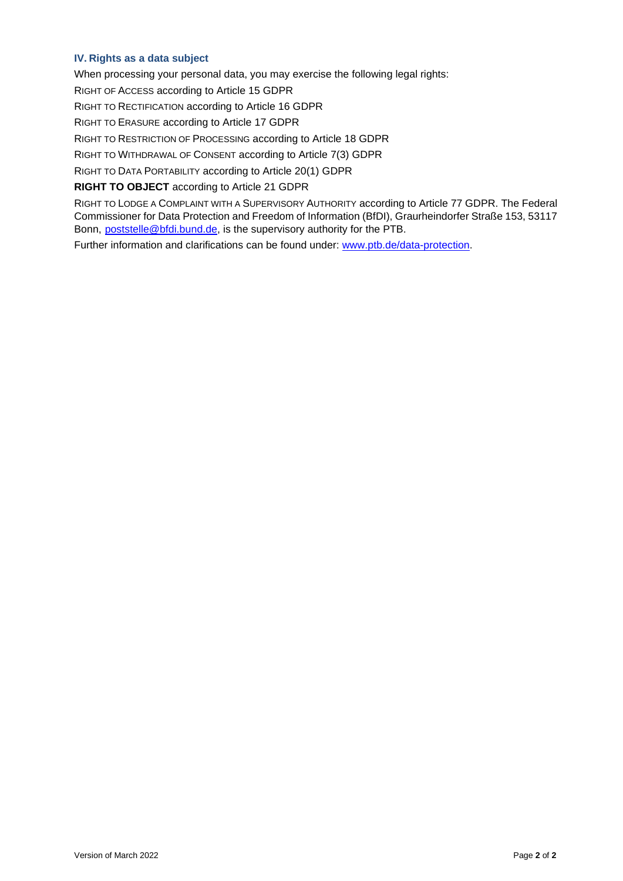### IV. Rights as a data subject

When processing your personal data, you may exercise the following legal rights:

RIGHT OF ACCESS according to Article 15 GDPR

RIGHT TO RECTIFICATION according to Article 16 GDPR

RIGHT TO ERASURE according to Article 17 GDPR

RIGHT TO RESTRICTION OF PROCESSING according to Article 18 GDPR

RIGHT TO WITHDRAWAL OF CONSENT according to Article 7(3) GDPR

RIGHT TO DATA PORTABILITY according to Article 20(1) GDPR

**RIGHT TO OBJECT** according to Article 21 GDPR

RIGHT TO LODGE A COMPLAINT WITH A SUPERVISORY AUTHORITY according to Article 77 GDPR. The Federal Commissioner for Data Protection and Freedom of Information (BfDI), Graurheindorfer Straße 153, 53117 Bonn, poststelle@bfdi.bund.de, is the supervisory authority for the PTB.

Further information and clarifications can be found under: www.ptb.de/data-protection.

Version of March 2022